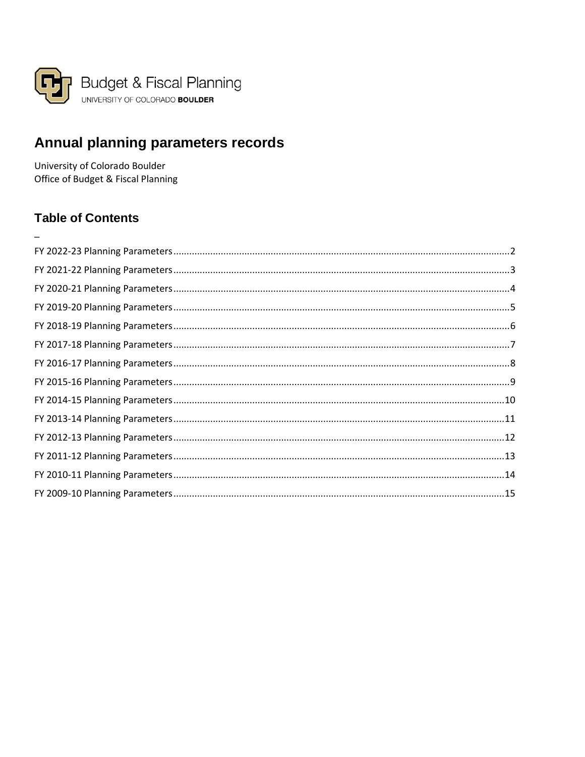Budget & Fiscal Planning
UNIVERSITY OF COLORADO **BOULDER**

# Annual planning parameters records

University of Colorado Boulder
Office of Budget & Fiscal Planning

## Table of Contents

–

FY 2022-23 Planning Parameters ........................................................................................................2
FY 2021-22 Planning Parameters ........................................................................................................3
FY 2020-21 Planning Parameters ........................................................................................................4
FY 2019-20 Planning Parameters ........................................................................................................5
FY 2018-19 Planning Parameters ........................................................................................................6
FY 2017-18 Planning Parameters ........................................................................................................7
FY 2016-17 Planning Parameters ........................................................................................................8
FY 2015-16 Planning Parameters ........................................................................................................9
FY 2014-15 Planning Parameters ......................................................................................................10
FY 2013-14 Planning Parameters ......................................................................................................11
FY 2012-13 Planning Parameters ......................................................................................................12
FY 2011-12 Planning Parameters ......................................................................................................13
FY 2010-11 Planning Parameters ......................................................................................................14
FY 2009-10 Planning Parameters ......................................................................................................15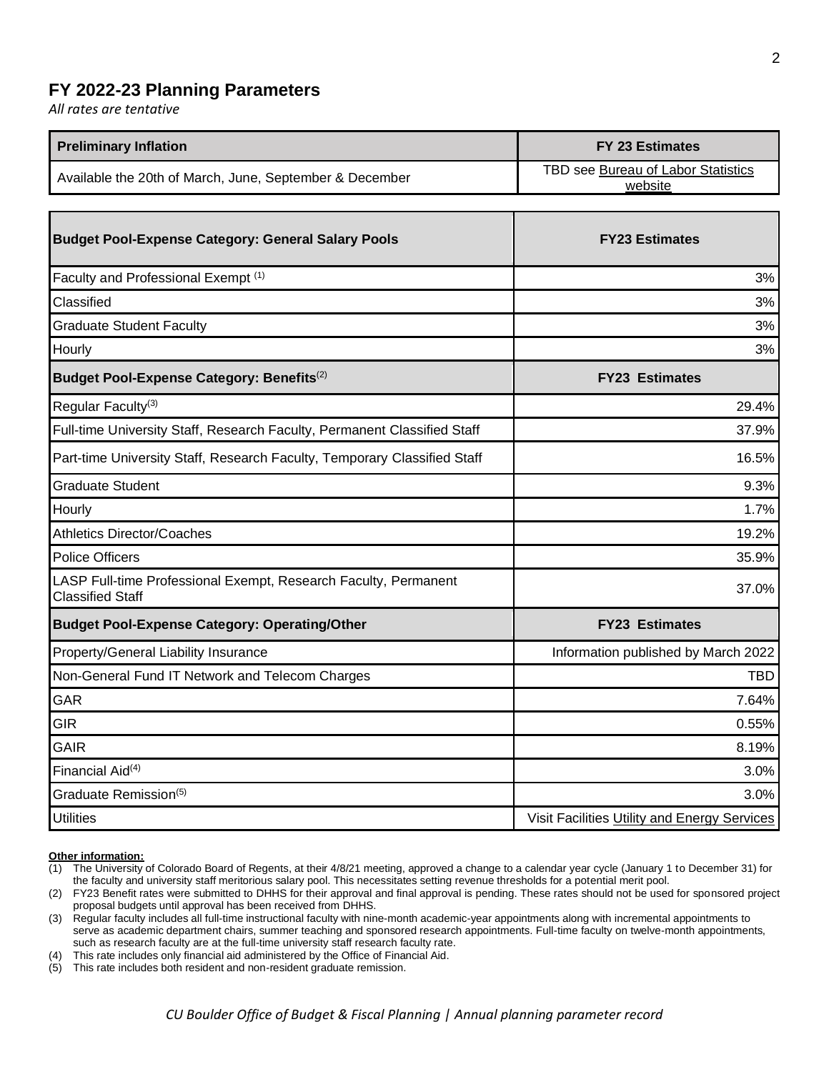## FY 2022-23 Planning Parameters

*All rates are tentative*

| Preliminary Inflation | FY 23 Estimates |
|---|---|
| Available the 20th of March, June, September & December | TBD see Bureau of Labor Statistics website |

| Budget Pool-Expense Category: General Salary Pools | FY23 Estimates |
|---|---|
| Faculty and Professional Exempt [(1)] | 3% |
| Classified | 3% |
| Graduate Student Faculty | 3% |
| Hourly | 3% |
| **Budget Pool-Expense Category: Benefits**[(2)] | **FY23 Estimates** |
| Regular Faculty[(3)] | 29.4% |
| Full-time University Staff, Research Faculty, Permanent Classified Staff | 37.9% |
| Part-time University Staff, Research Faculty, Temporary Classified Staff | 16.5% |
| Graduate Student | 9.3% |
| Hourly | 1.7% |
| Athletics Director/Coaches | 19.2% |
| Police Officers | 35.9% |
| LASP Full-time Professional Exempt, Research Faculty, Permanent Classified Staff | 37.0% |
| **Budget Pool-Expense Category: Operating/Other** | **FY23 Estimates** |
| Property/General Liability Insurance | Information published by March 2022 |
| Non-General Fund IT Network and Telecom Charges | TBD |
| GAR | 7.64% |
| GIR | 0.55% |
| GAIR | 8.19% |
| Financial Aid[(4)] | 3.0% |
| Graduate Remission[(5)] | 3.0% |
| Utilities | Visit Facilities Utility and Energy Services |

**Other information:**

(1) The University of Colorado Board of Regents, at their 4/8/21 meeting, approved a change to a calendar year cycle (January 1 to December 31) for the faculty and university staff meritorious salary pool. This necessitates setting revenue thresholds for a potential merit pool.

(2) FY23 Benefit rates were submitted to DHHS for their approval and final approval is pending. These rates should not be used for sponsored project proposal budgets until approval has been received from DHHS.

(3) Regular faculty includes all full-time instructional faculty with nine-month academic-year appointments along with incremental appointments to serve as academic department chairs, summer teaching and sponsored research appointments. Full-time faculty on twelve-month appointments, such as research faculty are at the full-time university staff research faculty rate.

(4) This rate includes only financial aid administered by the Office of Financial Aid.

(5) This rate includes both resident and non-resident graduate remission.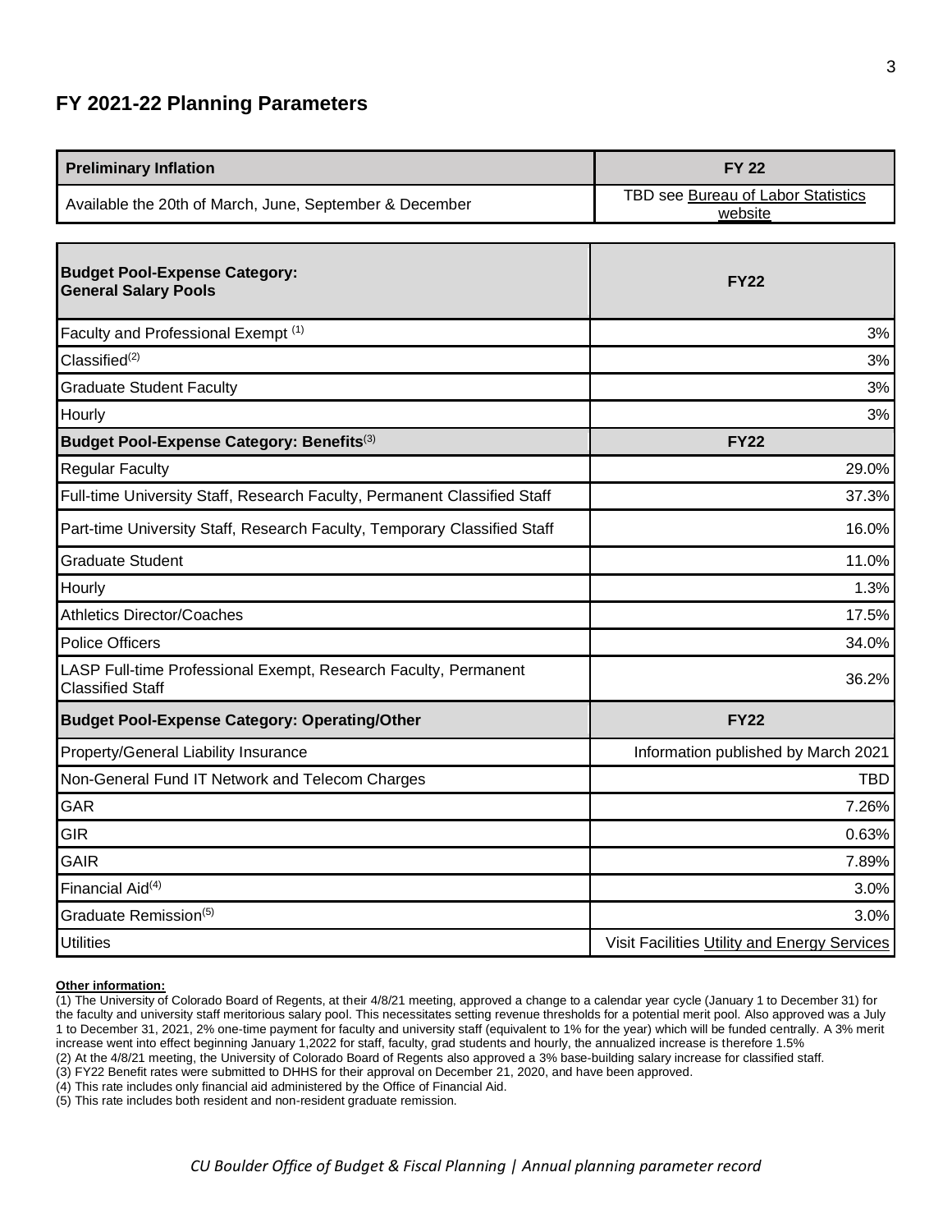## FY 2021-22 Planning Parameters

| Preliminary Inflation | FY 22 |
|---|---|
| Available the 20th of March, June, September & December | TBD see Bureau of Labor Statistics website |

| Budget Pool-Expense Category: General Salary Pools | FY22 |
|---|---|
| Faculty and Professional Exempt [(1)] | 3% |
| Classified[(2)] | 3% |
| Graduate Student Faculty | 3% |
| Hourly | 3% |
| **Budget Pool-Expense Category: Benefits[(3)]** | **FY22** |
| Regular Faculty | 29.0% |
| Full-time University Staff, Research Faculty, Permanent Classified Staff | 37.3% |
| Part-time University Staff, Research Faculty, Temporary Classified Staff | 16.0% |
| Graduate Student | 11.0% |
| Hourly | 1.3% |
| Athletics Director/Coaches | 17.5% |
| Police Officers | 34.0% |
| LASP Full-time Professional Exempt, Research Faculty, Permanent Classified Staff | 36.2% |
| **Budget Pool-Expense Category: Operating/Other** | **FY22** |
| Property/General Liability Insurance | Information published by March 2021 |
| Non-General Fund IT Network and Telecom Charges | TBD |
| GAR | 7.26% |
| GIR | 0.63% |
| GAIR | 7.89% |
| Financial Aid[(4)] | 3.0% |
| Graduate Remission[(5)] | 3.0% |
| Utilities | Visit Facilities Utility and Energy Services |

**Other information:**

(1) The University of Colorado Board of Regents, at their 4/8/21 meeting, approved a change to a calendar year cycle (January 1 to December 31) for the faculty and university staff meritorious salary pool. This necessitates setting revenue thresholds for a potential merit pool. Also approved was a July 1 to December 31, 2021, 2% one-time payment for faculty and university staff (equivalent to 1% for the year) which will be funded centrally. A 3% merit increase went into effect beginning January 1,2022 for staff, faculty, grad students and hourly, the annualized increase is therefore 1.5%

(2) At the 4/8/21 meeting, the University of Colorado Board of Regents also approved a 3% base-building salary increase for classified staff.

(3) FY22 Benefit rates were submitted to DHHS for their approval on December 21, 2020, and have been approved.

(4) This rate includes only financial aid administered by the Office of Financial Aid.

(5) This rate includes both resident and non-resident graduate remission.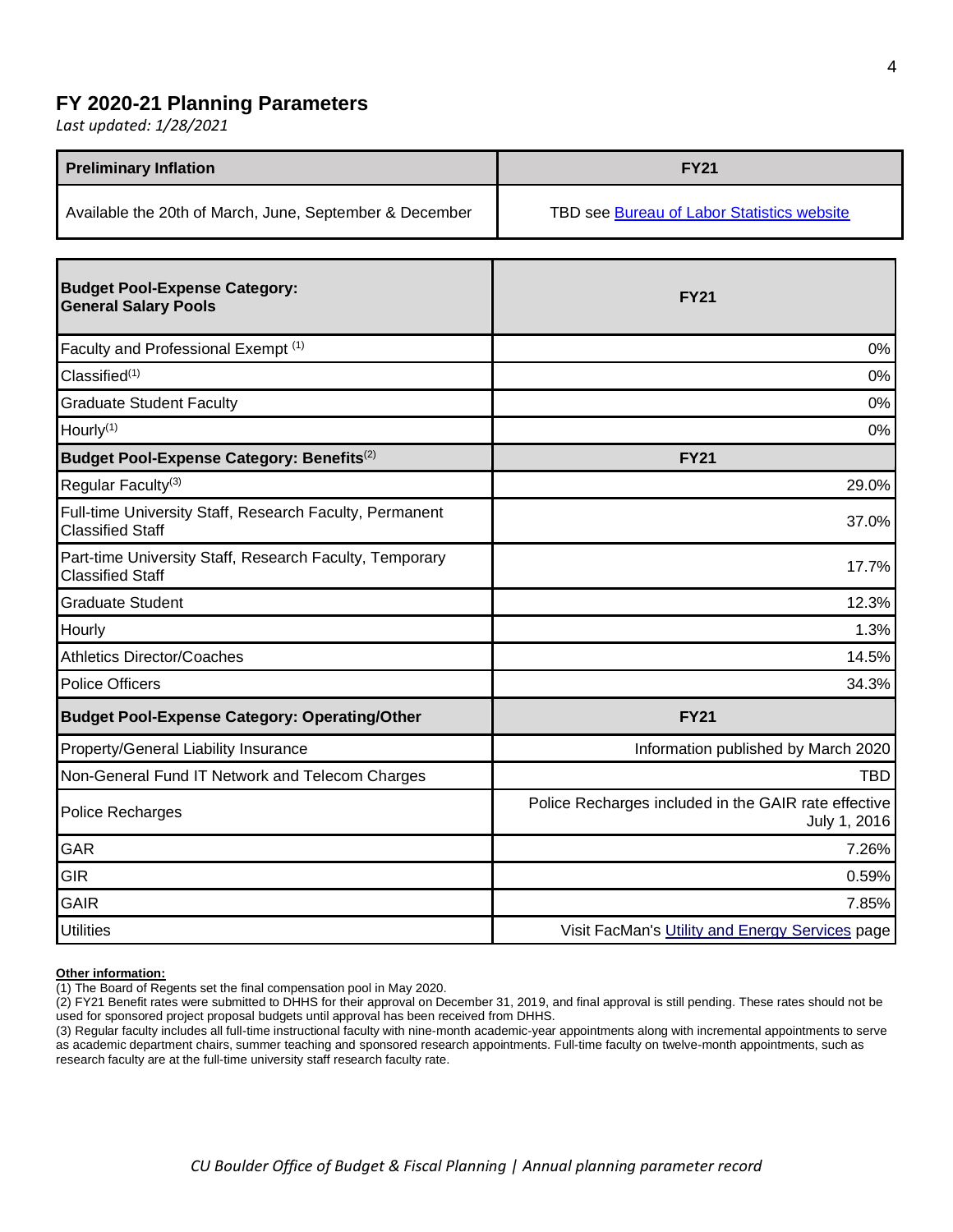## FY 2020-21 Planning Parameters

*Last updated: 1/28/2021*

| Preliminary Inflation | FY21 |
|---|---|
| Available the 20th of March, June, September & December | TBD see Bureau of Labor Statistics website |

| Budget Pool-Expense Category: General Salary Pools | FY21 |
|---|---|
| Faculty and Professional Exempt [1] | 0% |
| Classified[1] | 0% |
| Graduate Student Faculty | 0% |
| Hourly[1] | 0% |
| **Budget Pool-Expense Category: Benefits[2]** | **FY21** |
| Regular Faculty[3] | 29.0% |
| Full-time University Staff, Research Faculty, Permanent Classified Staff | 37.0% |
| Part-time University Staff, Research Faculty, Temporary Classified Staff | 17.7% |
| Graduate Student | 12.3% |
| Hourly | 1.3% |
| Athletics Director/Coaches | 14.5% |
| Police Officers | 34.3% |
| **Budget Pool-Expense Category: Operating/Other** | **FY21** |
| Property/General Liability Insurance | Information published by March 2020 |
| Non-General Fund IT Network and Telecom Charges | TBD |
| Police Recharges | Police Recharges included in the GAIR rate effective July 1, 2016 |
| GAR | 7.26% |
| GIR | 0.59% |
| GAIR | 7.85% |
| Utilities | Visit FacMan's Utility and Energy Services page |

**Other information:**

(1) The Board of Regents set the final compensation pool in May 2020.

(2) FY21 Benefit rates were submitted to DHHS for their approval on December 31, 2019, and final approval is still pending. These rates should not be used for sponsored project proposal budgets until approval has been received from DHHS.

(3) Regular faculty includes all full-time instructional faculty with nine-month academic-year appointments along with incremental appointments to serve as academic department chairs, summer teaching and sponsored research appointments. Full-time faculty on twelve-month appointments, such as research faculty are at the full-time university staff research faculty rate.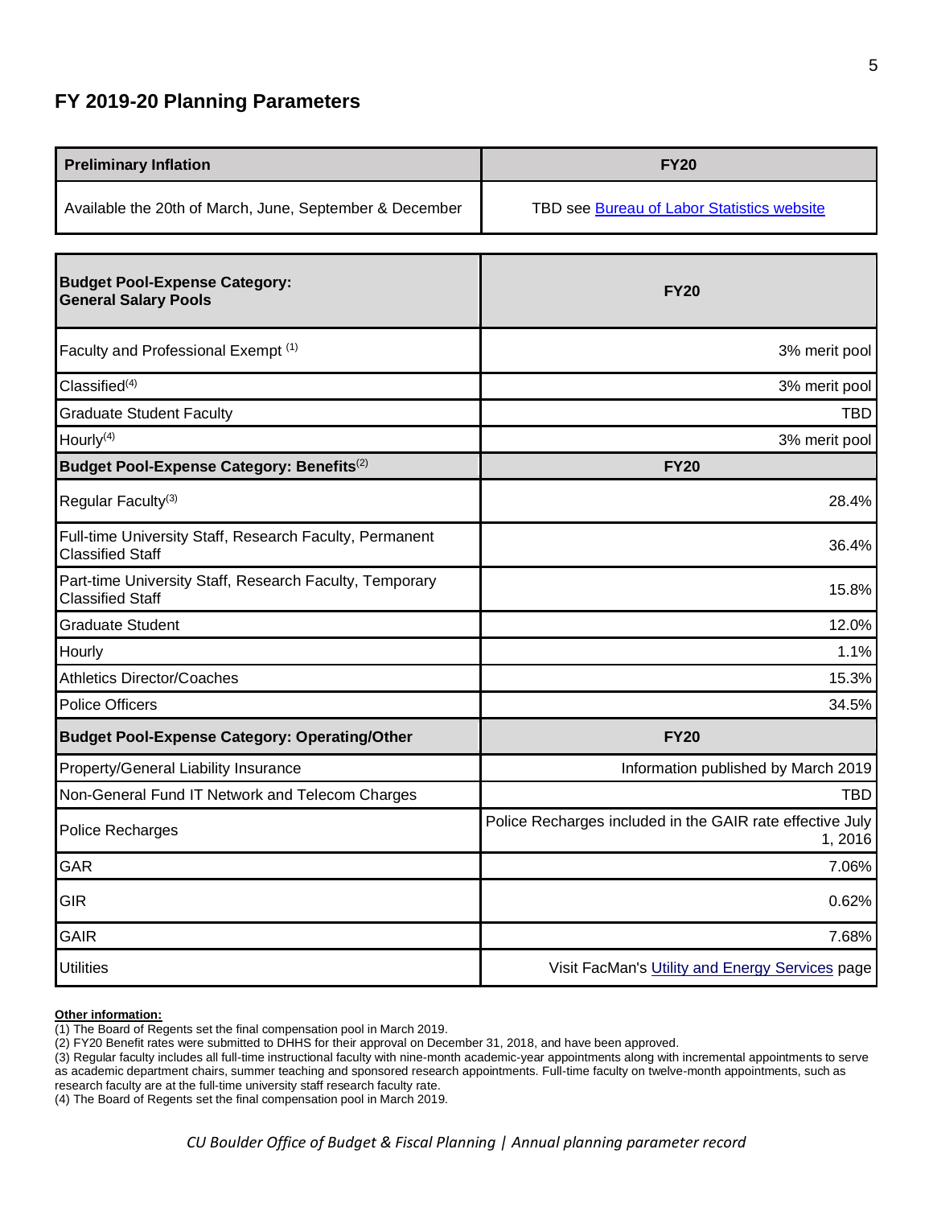## FY 2019-20 Planning Parameters

| Preliminary Inflation | FY20 |
|---|---|
| Available the 20th of March, June, September & December | TBD see Bureau of Labor Statistics website |

| Budget Pool-Expense Category: General Salary Pools | FY20 |
|---|---|
| Faculty and Professional Exempt [1] | 3% merit pool |
| Classified[4] | 3% merit pool |
| Graduate Student Faculty | TBD |
| Hourly[4] | 3% merit pool |
| **Budget Pool-Expense Category: Benefits[2]** | **FY20** |
| Regular Faculty[3] | 28.4% |
| Full-time University Staff, Research Faculty, Permanent Classified Staff | 36.4% |
| Part-time University Staff, Research Faculty, Temporary Classified Staff | 15.8% |
| Graduate Student | 12.0% |
| Hourly | 1.1% |
| Athletics Director/Coaches | 15.3% |
| Police Officers | 34.5% |
| **Budget Pool-Expense Category: Operating/Other** | **FY20** |
| Property/General Liability Insurance | Information published by March 2019 |
| Non-General Fund IT Network and Telecom Charges | TBD |
| Police Recharges | Police Recharges included in the GAIR rate effective July 1, 2016 |
| GAR | 7.06% |
| GIR | 0.62% |
| GAIR | 7.68% |
| Utilities | Visit FacMan's Utility and Energy Services page |

**Other information:**

(1) The Board of Regents set the final compensation pool in March 2019.
(2) FY20 Benefit rates were submitted to DHHS for their approval on December 31, 2018, and have been approved.
(3) Regular faculty includes all full-time instructional faculty with nine-month academic-year appointments along with incremental appointments to serve as academic department chairs, summer teaching and sponsored research appointments. Full-time faculty on twelve-month appointments, such as research faculty are at the full-time university staff research faculty rate.
(4) The Board of Regents set the final compensation pool in March 2019.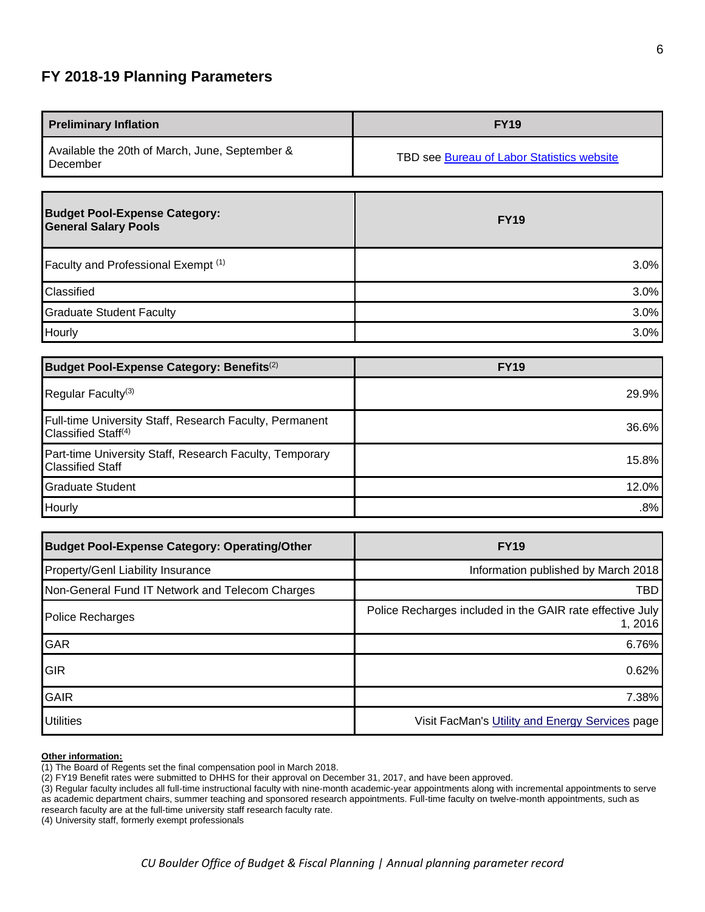## FY 2018-19 Planning Parameters

| Preliminary Inflation | FY19 |
|---|---|
| Available the 20th of March, June, September & December | TBD see Bureau of Labor Statistics website |

| Budget Pool-Expense Category: General Salary Pools | FY19 |
|---|---|
| Faculty and Professional Exempt [(1)] | 3.0% |
| Classified | 3.0% |
| Graduate Student Faculty | 3.0% |
| Hourly | 3.0% |

| Budget Pool-Expense Category: Benefits[(2)] | FY19 |
|---|---|
| Regular Faculty[(3)] | 29.9% |
| Full-time University Staff, Research Faculty, Permanent Classified Staff[(4)] | 36.6% |
| Part-time University Staff, Research Faculty, Temporary Classified Staff | 15.8% |
| Graduate Student | 12.0% |
| Hourly | .8% |

| Budget Pool-Expense Category: Operating/Other | FY19 |
|---|---|
| Property/Genl Liability Insurance | Information published by March 2018 |
| Non-General Fund IT Network and Telecom Charges | TBD |
| Police Recharges | Police Recharges included in the GAIR rate effective July 1, 2016 |
| GAR | 6.76% |
| GIR | 0.62% |
| GAIR | 7.38% |
| Utilities | Visit FacMan's Utility and Energy Services page |

**Other information:**

(1) The Board of Regents set the final compensation pool in March 2018.
(2) FY19 Benefit rates were submitted to DHHS for their approval on December 31, 2017, and have been approved.
(3) Regular faculty includes all full-time instructional faculty with nine-month academic-year appointments along with incremental appointments to serve as academic department chairs, summer teaching and sponsored research appointments. Full-time faculty on twelve-month appointments, such as research faculty are at the full-time university staff research faculty rate.
(4) University staff, formerly exempt professionals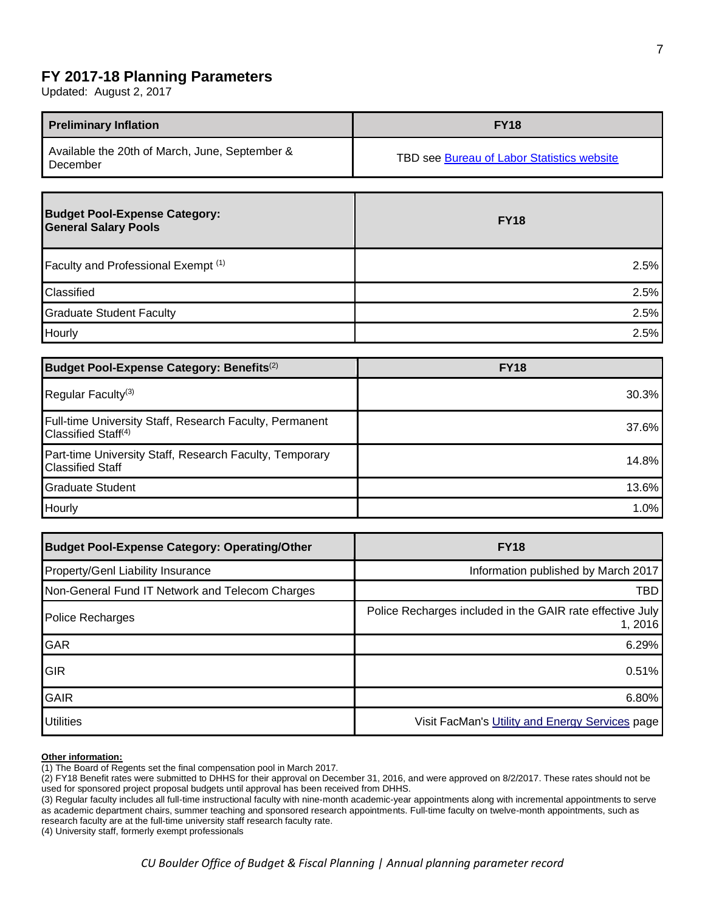## FY 2017-18 Planning Parameters

Updated: August 2, 2017

| Preliminary Inflation | FY18 |
| --- | --- |
| Available the 20th of March, June, September & December | TBD see Bureau of Labor Statistics website |

| Budget Pool-Expense Category: General Salary Pools | FY18 |
| --- | --- |
| Faculty and Professional Exempt [(1)] | 2.5% |
| Classified | 2.5% |
| Graduate Student Faculty | 2.5% |
| Hourly | 2.5% |

| Budget Pool-Expense Category: Benefits[(2)] | FY18 |
| --- | --- |
| Regular Faculty[(3)] | 30.3% |
| Full-time University Staff, Research Faculty, Permanent Classified Staff[(4)] | 37.6% |
| Part-time University Staff, Research Faculty, Temporary Classified Staff | 14.8% |
| Graduate Student | 13.6% |
| Hourly | 1.0% |

| Budget Pool-Expense Category: Operating/Other | FY18 |
| --- | --- |
| Property/Genl Liability Insurance | Information published by March 2017 |
| Non-General Fund IT Network and Telecom Charges | TBD |
| Police Recharges | Police Recharges included in the GAIR rate effective July 1, 2016 |
| GAR | 6.29% |
| GIR | 0.51% |
| GAIR | 6.80% |
| Utilities | Visit FacMan's Utility and Energy Services page |

**Other information:**

(1) The Board of Regents set the final compensation pool in March 2017.
(2) FY18 Benefit rates were submitted to DHHS for their approval on December 31, 2016, and were approved on 8/2/2017. These rates should not be used for sponsored project proposal budgets until approval has been received from DHHS.
(3) Regular faculty includes all full-time instructional faculty with nine-month academic-year appointments along with incremental appointments to serve as academic department chairs, summer teaching and sponsored research appointments. Full-time faculty on twelve-month appointments, such as research faculty are at the full-time university staff research faculty rate.
(4) University staff, formerly exempt professionals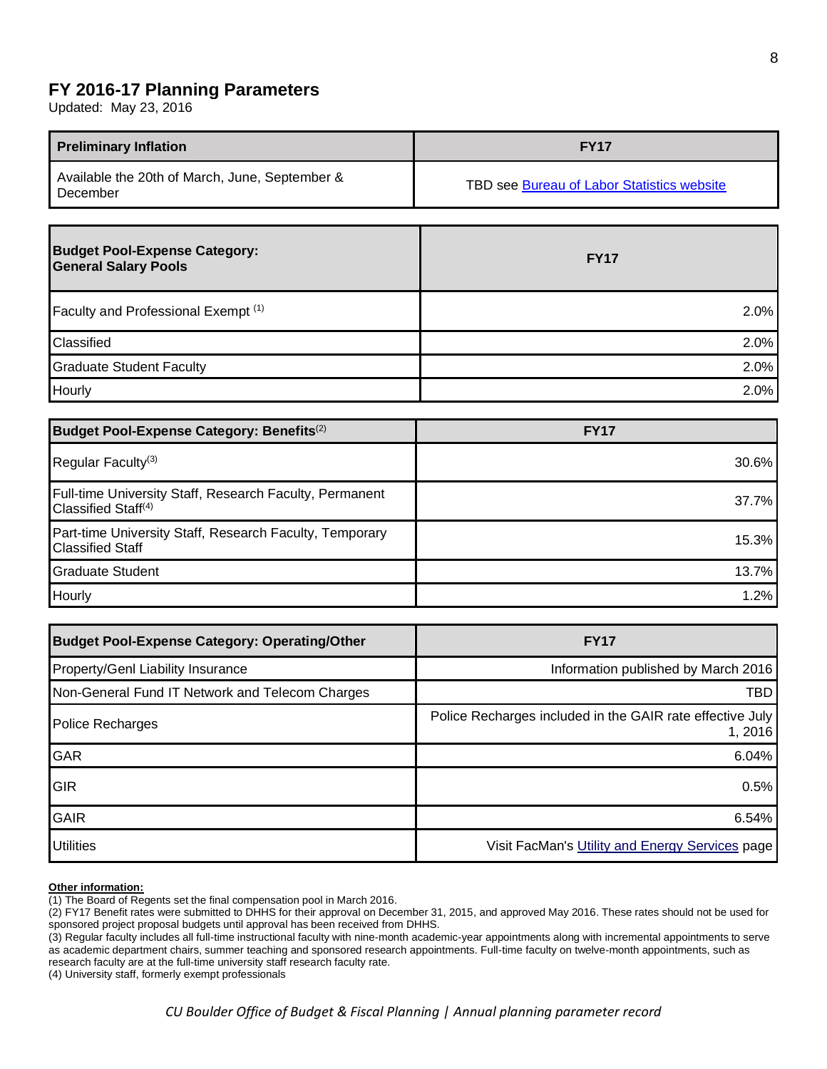# FY 2016-17 Planning Parameters

Updated: May 23, 2016

| Preliminary Inflation | FY17 |
|---|---|
| Available the 20th of March, June, September & December | TBD see Bureau of Labor Statistics website |

| Budget Pool-Expense Category: General Salary Pools | FY17 |
|---|---|
| Faculty and Professional Exempt [1] | 2.0% |
| Classified | 2.0% |
| Graduate Student Faculty | 2.0% |
| Hourly | 2.0% |

| Budget Pool-Expense Category: Benefits[2] | FY17 |
|---|---|
| Regular Faculty[3] | 30.6% |
| Full-time University Staff, Research Faculty, Permanent Classified Staff[4] | 37.7% |
| Part-time University Staff, Research Faculty, Temporary Classified Staff | 15.3% |
| Graduate Student | 13.7% |
| Hourly | 1.2% |

| Budget Pool-Expense Category: Operating/Other | FY17 |
|---|---|
| Property/Genl Liability Insurance | Information published by March 2016 |
| Non-General Fund IT Network and Telecom Charges | TBD |
| Police Recharges | Police Recharges included in the GAIR rate effective July 1, 2016 |
| GAR | 6.04% |
| GIR | 0.5% |
| GAIR | 6.54% |
| Utilities | Visit FacMan's Utility and Energy Services page |

**Other information:**

(1) The Board of Regents set the final compensation pool in March 2016.

(2) FY17 Benefit rates were submitted to DHHS for their approval on December 31, 2015, and approved May 2016. These rates should not be used for sponsored project proposal budgets until approval has been received from DHHS.

(3) Regular faculty includes all full-time instructional faculty with nine-month academic-year appointments along with incremental appointments to serve as academic department chairs, summer teaching and sponsored research appointments. Full-time faculty on twelve-month appointments, such as research faculty are at the full-time university staff research faculty rate.

(4) University staff, formerly exempt professionals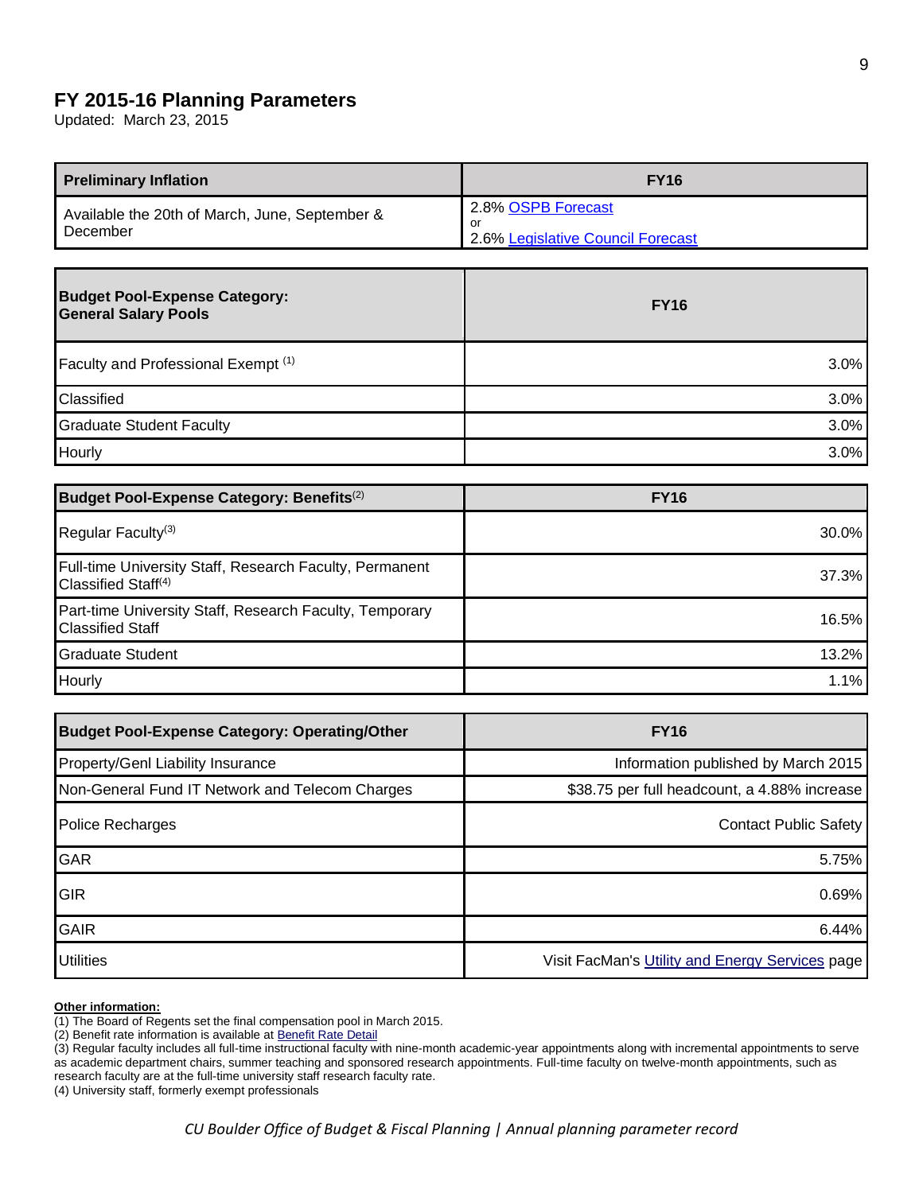## FY 2015-16 Planning Parameters

Updated: March 23, 2015

| Preliminary Inflation | FY16 |
|---|---|
| Available the 20th of March, June, September & December | 2.8% OSPB Forecast or 2.6% Legislative Council Forecast |

| Budget Pool-Expense Category: General Salary Pools | FY16 |
|---|---|
| Faculty and Professional Exempt [(1)] | 3.0% |
| Classified | 3.0% |
| Graduate Student Faculty | 3.0% |
| Hourly | 3.0% |

| Budget Pool-Expense Category: Benefits[(2)] | FY16 |
|---|---|
| Regular Faculty[(3)] | 30.0% |
| Full-time University Staff, Research Faculty, Permanent Classified Staff[(4)] | 37.3% |
| Part-time University Staff, Research Faculty, Temporary Classified Staff | 16.5% |
| Graduate Student | 13.2% |
| Hourly | 1.1% |

| Budget Pool-Expense Category: Operating/Other | FY16 |
|---|---|
| Property/Genl Liability Insurance | Information published by March 2015 |
| Non-General Fund IT Network and Telecom Charges | $38.75 per full headcount, a 4.88% increase |
| Police Recharges | Contact Public Safety |
| GAR | 5.75% |
| GIR | 0.69% |
| GAIR | 6.44% |
| Utilities | Visit FacMan's Utility and Energy Services page |

**Other information:**

(1) The Board of Regents set the final compensation pool in March 2015.
(2) Benefit rate information is available at Benefit Rate Detail
(3) Regular faculty includes all full-time instructional faculty with nine-month academic-year appointments along with incremental appointments to serve as academic department chairs, summer teaching and sponsored research appointments. Full-time faculty on twelve-month appointments, such as research faculty are at the full-time university staff research faculty rate.
(4) University staff, formerly exempt professionals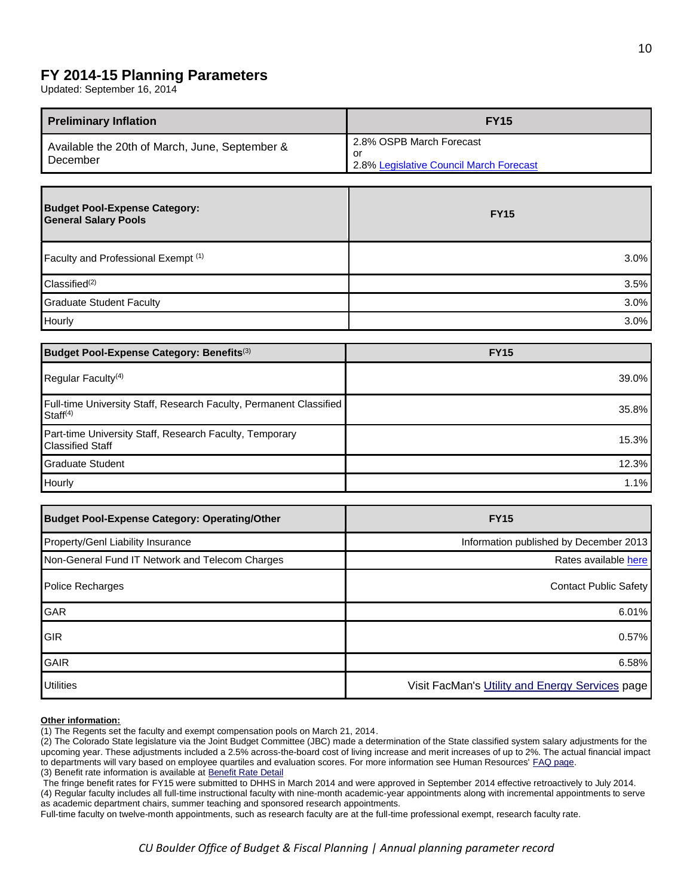## FY 2014-15 Planning Parameters

Updated: September 16, 2014

| Preliminary Inflation | FY15 |
|---|---|
| Available the 20th of March, June, September & December | 2.8% OSPB March Forecast or 2.8% Legislative Council March Forecast |

| Budget Pool-Expense Category: General Salary Pools | FY15 |
|---|---|
| Faculty and Professional Exempt [(1)] | 3.0% |
| Classified[(2)] | 3.5% |
| Graduate Student Faculty | 3.0% |
| Hourly | 3.0% |

| Budget Pool-Expense Category: Benefits[(3)] | FY15 |
|---|---|
| Regular Faculty[(4)] | 39.0% |
| Full-time University Staff, Research Faculty, Permanent Classified Staff[(4)] | 35.8% |
| Part-time University Staff, Research Faculty, Temporary Classified Staff | 15.3% |
| Graduate Student | 12.3% |
| Hourly | 1.1% |

| Budget Pool-Expense Category: Operating/Other | FY15 |
|---|---|
| Property/Genl Liability Insurance | Information published by December 2013 |
| Non-General Fund IT Network and Telecom Charges | Rates available here |
| Police Recharges | Contact Public Safety |
| GAR | 6.01% |
| GIR | 0.57% |
| GAIR | 6.58% |
| Utilities | Visit FacMan's Utility and Energy Services page |

**Other information:**

(1) The Regents set the faculty and exempt compensation pools on March 21, 2014.

(2) The Colorado State legislature via the Joint Budget Committee (JBC) made a determination of the State classified system salary adjustments for the upcoming year. These adjustments included a 2.5% across-the-board cost of living increase and merit increases of up to 2%. The actual financial impact to departments will vary based on employee quartiles and evaluation scores. For more information see Human Resources' FAQ page.

(3) Benefit rate information is available at Benefit Rate Detail

The fringe benefit rates for FY15 were submitted to DHHS in March 2014 and were approved in September 2014 effective retroactively to July 2014.

(4) Regular faculty includes all full-time instructional faculty with nine-month academic-year appointments along with incremental appointments to serve as academic department chairs, summer teaching and sponsored research appointments.

Full-time faculty on twelve-month appointments, such as research faculty are at the full-time professional exempt, research faculty rate.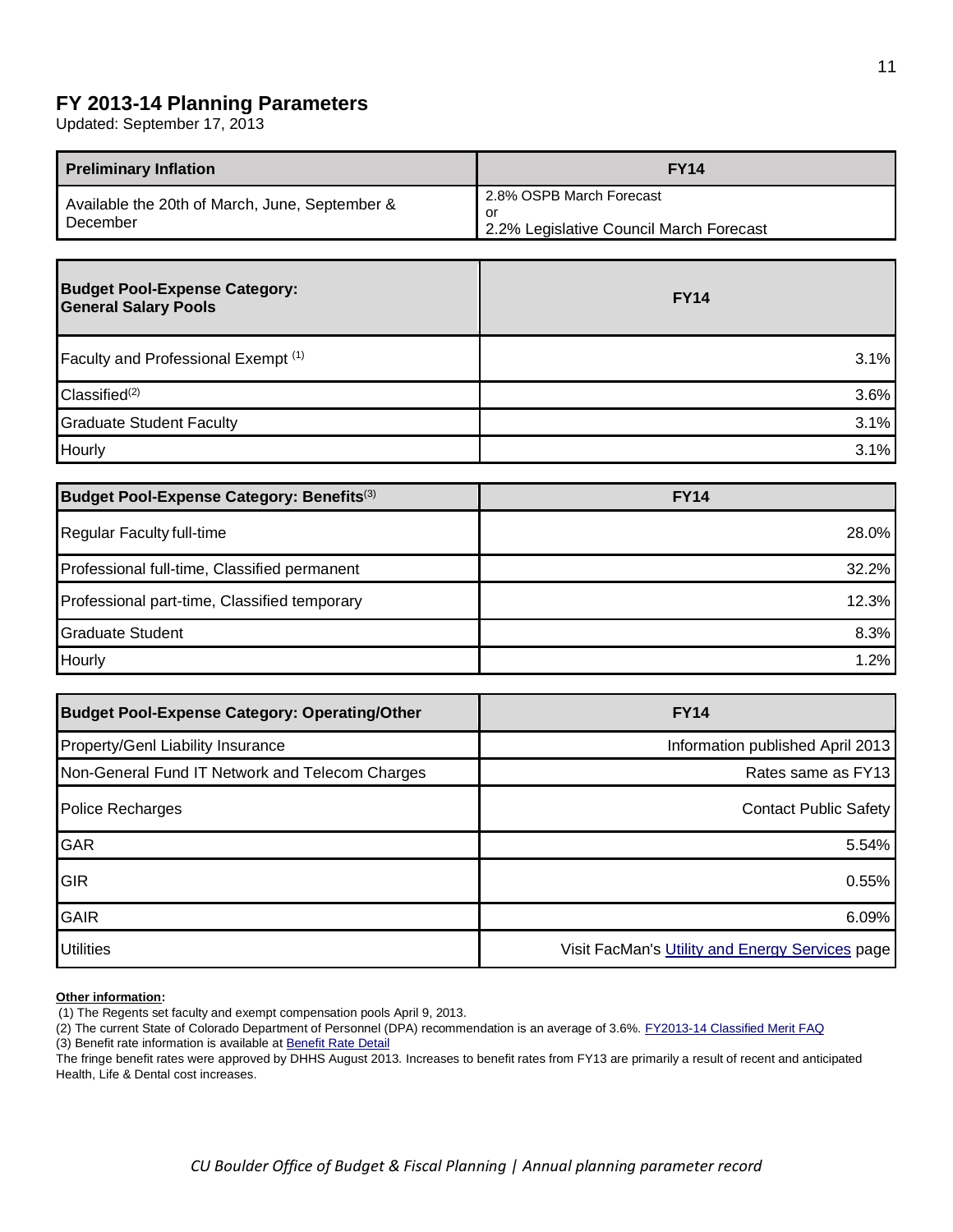## FY 2013-14 Planning Parameters

Updated: September 17, 2013

| Preliminary Inflation | FY14 |
|---|---|
| Available the 20th of March, June, September & December | 2.8% OSPB March Forecast<br>or<br>2.2% Legislative Council March Forecast |

| Budget Pool-Expense Category: General Salary Pools | FY14 |
|---|---|
| Faculty and Professional Exempt (1) | 3.1% |
| Classified(2) | 3.6% |
| Graduate Student Faculty | 3.1% |
| Hourly | 3.1% |

| Budget Pool-Expense Category: Benefits(3) | FY14 |
|---|---|
| Regular Faculty full-time | 28.0% |
| Professional full-time, Classified permanent | 32.2% |
| Professional part-time, Classified temporary | 12.3% |
| Graduate Student | 8.3% |
| Hourly | 1.2% |

| Budget Pool-Expense Category: Operating/Other | FY14 |
|---|---|
| Property/Genl Liability Insurance | Information published April 2013 |
| Non-General Fund IT Network and Telecom Charges | Rates same as FY13 |
| Police Recharges | Contact Public Safety |
| GAR | 5.54% |
| GIR | 0.55% |
| GAIR | 6.09% |
| Utilities | Visit FacMan's Utility and Energy Services page |

**Other information:**

(1) The Regents set faculty and exempt compensation pools April 9, 2013.

(2) The current State of Colorado Department of Personnel (DPA) recommendation is an average of 3.6%. FY2013-14 Classified Merit FAQ

(3) Benefit rate information is available at Benefit Rate Detail

The fringe benefit rates were approved by DHHS August 2013. Increases to benefit rates from FY13 are primarily a result of recent and anticipated Health, Life & Dental cost increases.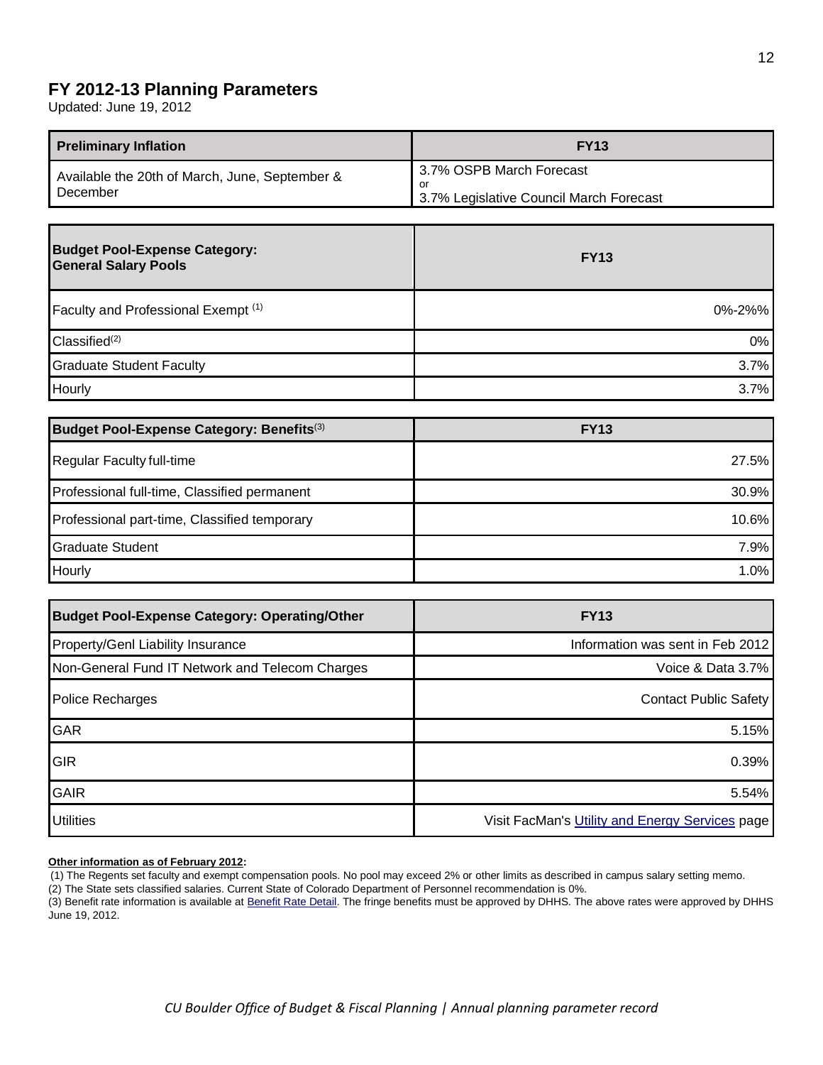## FY 2012-13 Planning Parameters

Updated: June 19, 2012

| Preliminary Inflation | FY13 |
|---|---|
| Available the 20th of March, June, September & December | 3.7% OSPB March Forecast<br>or<br>3.7% Legislative Council March Forecast |

| Budget Pool-Expense Category: General Salary Pools | FY13 |
|---|---|
| Faculty and Professional Exempt [1] | 0%-2%% |
| Classified[2] | 0% |
| Graduate Student Faculty | 3.7% |
| Hourly | 3.7% |

| Budget Pool-Expense Category: Benefits[3] | FY13 |
|---|---|
| Regular Faculty full-time | 27.5% |
| Professional full-time, Classified permanent | 30.9% |
| Professional part-time, Classified temporary | 10.6% |
| Graduate Student | 7.9% |
| Hourly | 1.0% |

| Budget Pool-Expense Category: Operating/Other | FY13 |
|---|---|
| Property/Genl Liability Insurance | Information was sent in Feb 2012 |
| Non-General Fund IT Network and Telecom Charges | Voice & Data 3.7% |
| Police Recharges | Contact Public Safety |
| GAR | 5.15% |
| GIR | 0.39% |
| GAIR | 5.54% |
| Utilities | Visit FacMan's Utility and Energy Services page |

**Other information as of February 2012:**

(1) The Regents set faculty and exempt compensation pools. No pool may exceed 2% or other limits as described in campus salary setting memo.

(2) The State sets classified salaries. Current State of Colorado Department of Personnel recommendation is 0%.

(3) Benefit rate information is available at Benefit Rate Detail. The fringe benefits must be approved by DHHS. The above rates were approved by DHHS June 19, 2012.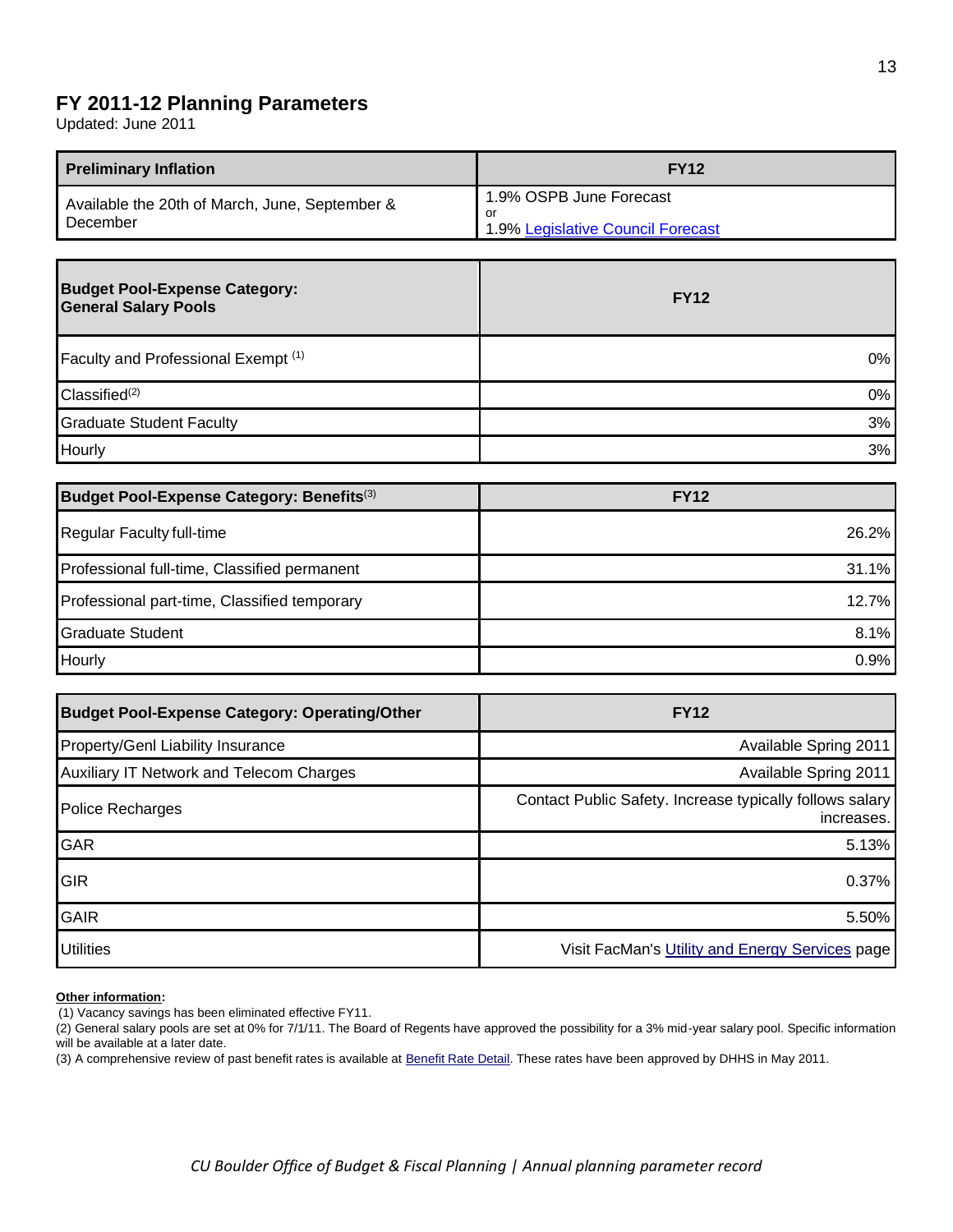## FY 2011-12 Planning Parameters

Updated: June 2011

| Preliminary Inflation | FY12 |
|---|---|
| Available the 20th of March, June, September & December | 1.9% OSPB June Forecast<br>or<br>1.9% Legislative Council Forecast |

| Budget Pool-Expense Category: General Salary Pools | FY12 |
|---|---|
| Faculty and Professional Exempt [1] | 0% |
| Classified[2] | 0% |
| Graduate Student Faculty | 3% |
| Hourly | 3% |

| Budget Pool-Expense Category: Benefits[3] | FY12 |
|---|---|
| Regular Faculty full-time | 26.2% |
| Professional full-time, Classified permanent | 31.1% |
| Professional part-time, Classified temporary | 12.7% |
| Graduate Student | 8.1% |
| Hourly | 0.9% |

| Budget Pool-Expense Category: Operating/Other | FY12 |
|---|---|
| Property/Genl Liability Insurance | Available Spring 2011 |
| Auxiliary IT Network and Telecom Charges | Available Spring 2011 |
| Police Recharges | Contact Public Safety. Increase typically follows salary increases. |
| GAR | 5.13% |
| GIR | 0.37% |
| GAIR | 5.50% |
| Utilities | Visit FacMan's Utility and Energy Services page |

**Other information:**

(1) Vacancy savings has been eliminated effective FY11.

(2) General salary pools are set at 0% for 7/1/11. The Board of Regents have approved the possibility for a 3% mid-year salary pool. Specific information will be available at a later date.

(3) A comprehensive review of past benefit rates is available at Benefit Rate Detail. These rates have been approved by DHHS in May 2011.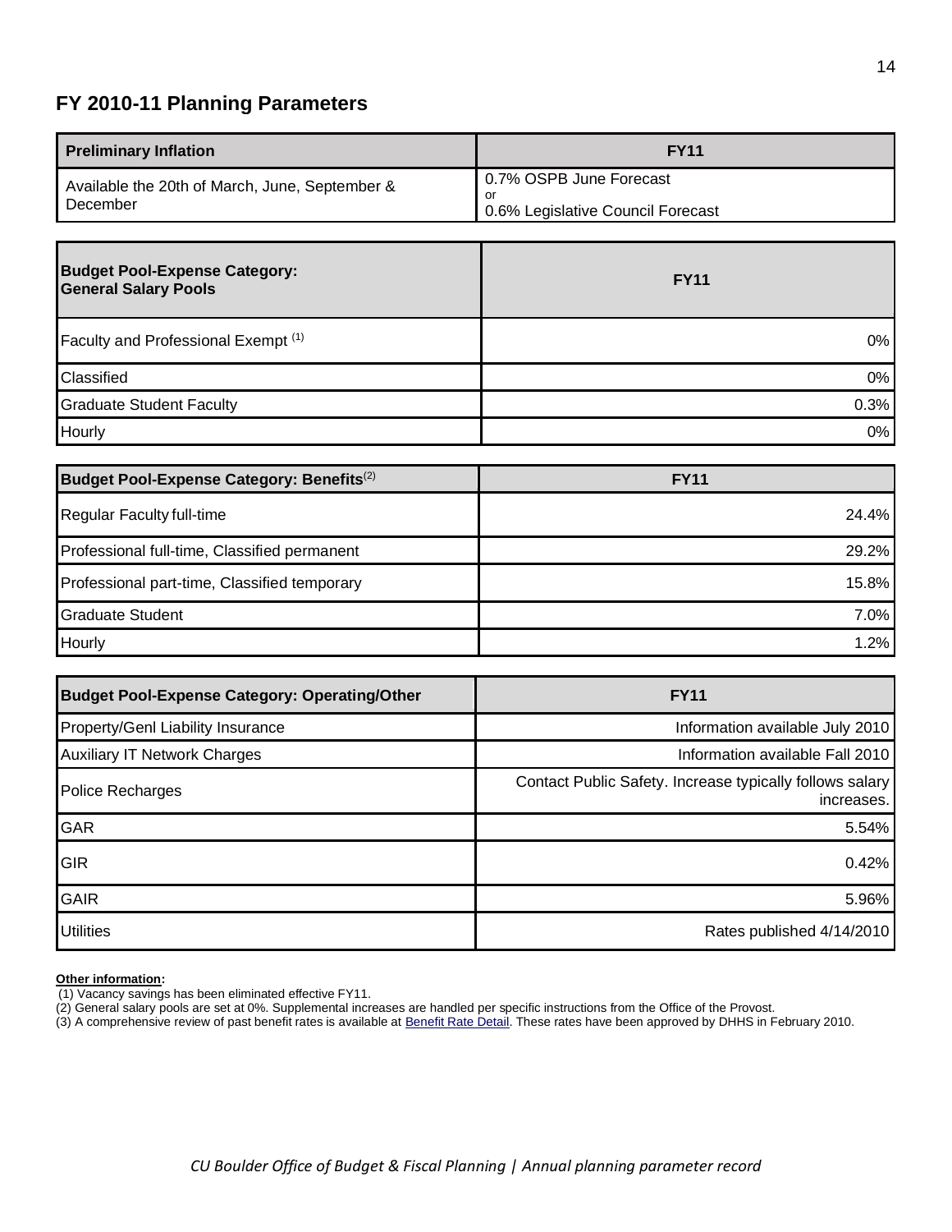## FY 2010-11 Planning Parameters

| Preliminary Inflation | FY11 |
|---|---|
| Available the 20th of March, June, September & December | 0.7% OSPB June Forecast<br>or<br>0.6% Legislative Council Forecast |

| Budget Pool-Expense Category: General Salary Pools | FY11 |
|---|---|
| Faculty and Professional Exempt [1] | 0% |
| Classified | 0% |
| Graduate Student Faculty | 0.3% |
| Hourly | 0% |

| Budget Pool-Expense Category: Benefits[2] | FY11 |
|---|---|
| Regular Faculty full-time | 24.4% |
| Professional full-time, Classified permanent | 29.2% |
| Professional part-time, Classified temporary | 15.8% |
| Graduate Student | 7.0% |
| Hourly | 1.2% |

| Budget Pool-Expense Category: Operating/Other | FY11 |
|---|---|
| Property/Genl Liability Insurance | Information available July 2010 |
| Auxiliary IT Network Charges | Information available Fall 2010 |
| Police Recharges | Contact Public Safety. Increase typically follows salary increases. |
| GAR | 5.54% |
| GIR | 0.42% |
| GAIR | 5.96% |
| Utilities | Rates published 4/14/2010 |

**Other information:**

(1) Vacancy savings has been eliminated effective FY11.
(2) General salary pools are set at 0%. Supplemental increases are handled per specific instructions from the Office of the Provost.
(3) A comprehensive review of past benefit rates is available at Benefit Rate Detail. These rates have been approved by DHHS in February 2010.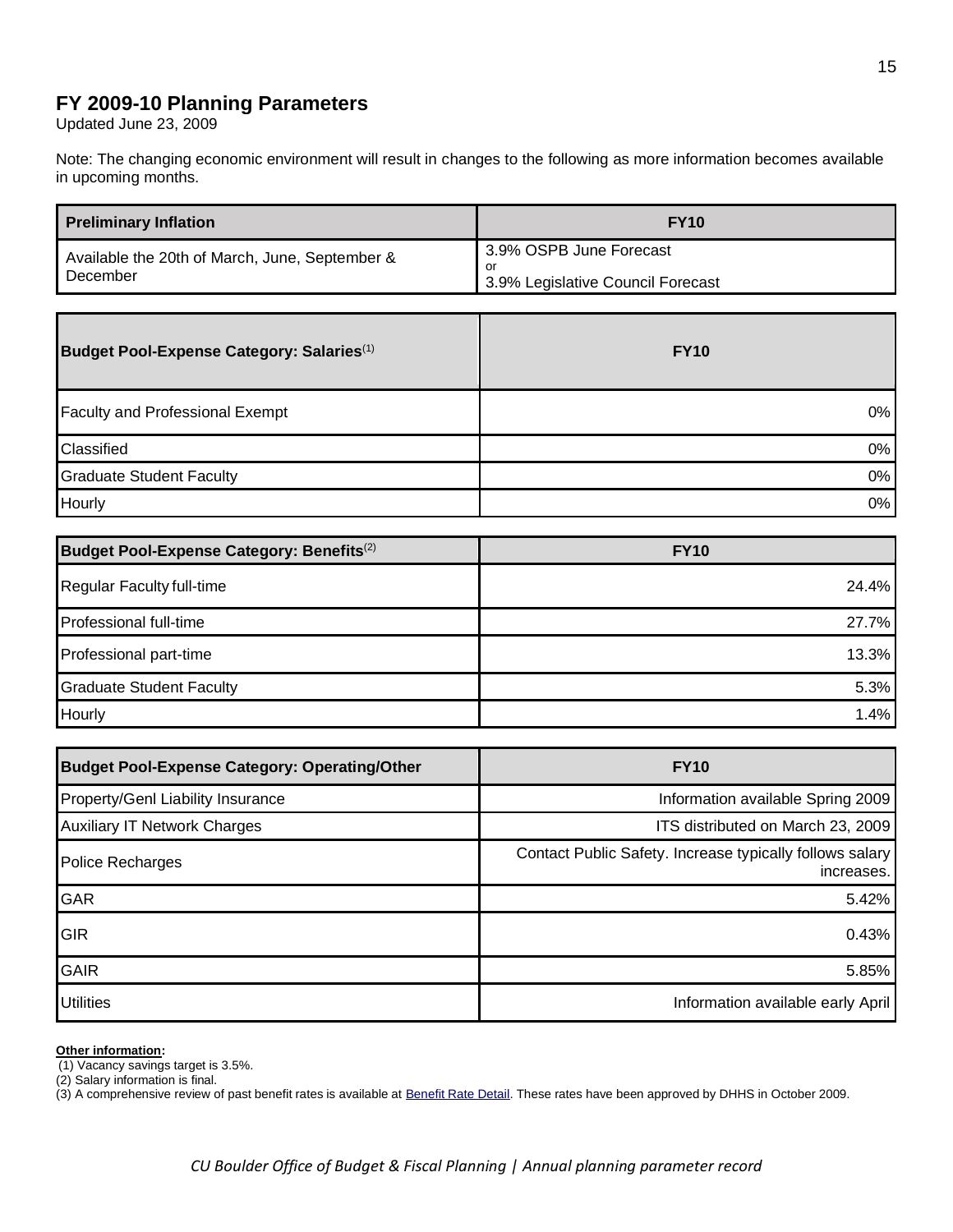## FY 2009-10 Planning Parameters

Updated June 23, 2009

Note: The changing economic environment will result in changes to the following as more information becomes available in upcoming months.

| Preliminary Inflation | FY10 |
|---|---|
| Available the 20th of March, June, September & December | 3.9% OSPB June Forecast<br>or<br>3.9% Legislative Council Forecast |

| Budget Pool-Expense Category: Salaries[1] | FY10 |
|---|---|
| Faculty and Professional Exempt | 0% |
| Classified | 0% |
| Graduate Student Faculty | 0% |
| Hourly | 0% |

| Budget Pool-Expense Category: Benefits[2] | FY10 |
|---|---|
| Regular Faculty full-time | 24.4% |
| Professional full-time | 27.7% |
| Professional part-time | 13.3% |
| Graduate Student Faculty | 5.3% |
| Hourly | 1.4% |

| Budget Pool-Expense Category: Operating/Other | FY10 |
|---|---|
| Property/Genl Liability Insurance | Information available Spring 2009 |
| Auxiliary IT Network Charges | ITS distributed on March 23, 2009 |
| Police Recharges | Contact Public Safety. Increase typically follows salary increases. |
| GAR | 5.42% |
| GIR | 0.43% |
| GAIR | 5.85% |
| Utilities | Information available early April |

**Other information:**

(1) Vacancy savings target is 3.5%.
(2) Salary information is final.
(3) A comprehensive review of past benefit rates is available at Benefit Rate Detail. These rates have been approved by DHHS in October 2009.

*CU Boulder Office of Budget & Fiscal Planning | Annual planning parameter record*